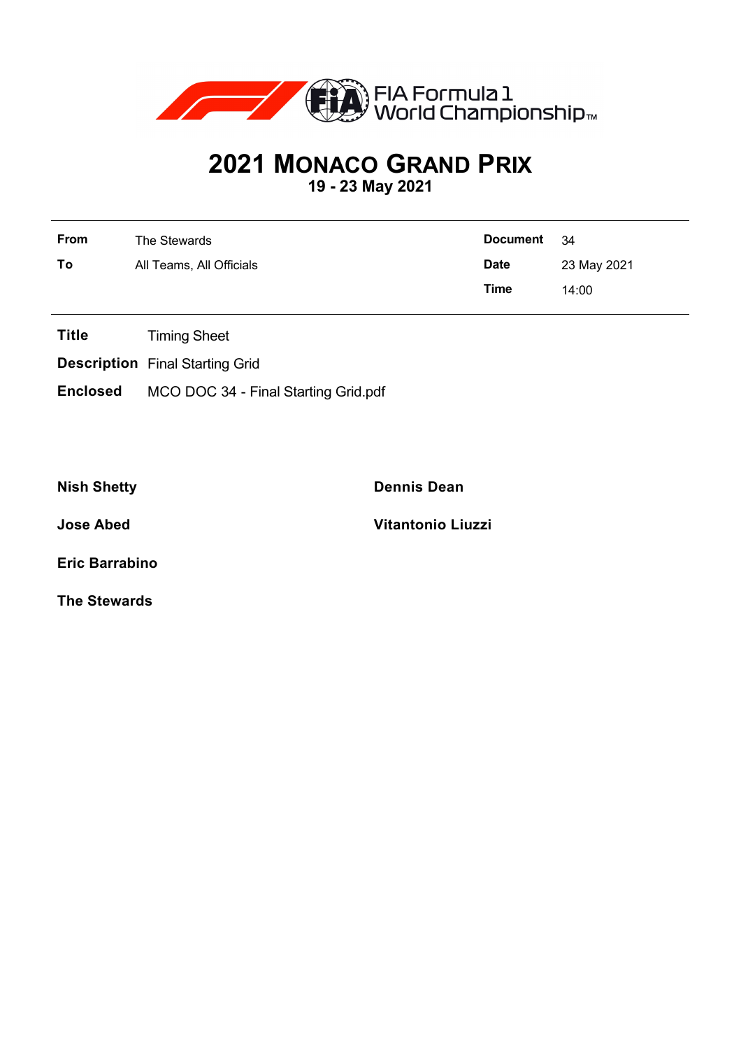FIA Formula 1 World Championship™

# 2021 MONACO GRAND PRIX

**19 - 23 May 2021**

| | | | |
|---|---|---|---|
| **From** | The Stewards | **Document** | 34 |
| **To** | All Teams, All Officials | **Date** | 23 May 2021 |
| | | **Time** | 14:00 |

**Title** Timing Sheet

**Description** Final Starting Grid

**Enclosed** MCO DOC 34 - Final Starting Grid.pdf

**Nish Shetty**

**Dennis Dean**

**Jose Abed**

**Vitantonio Liuzzi**

**Eric Barrabino**

**The Stewards**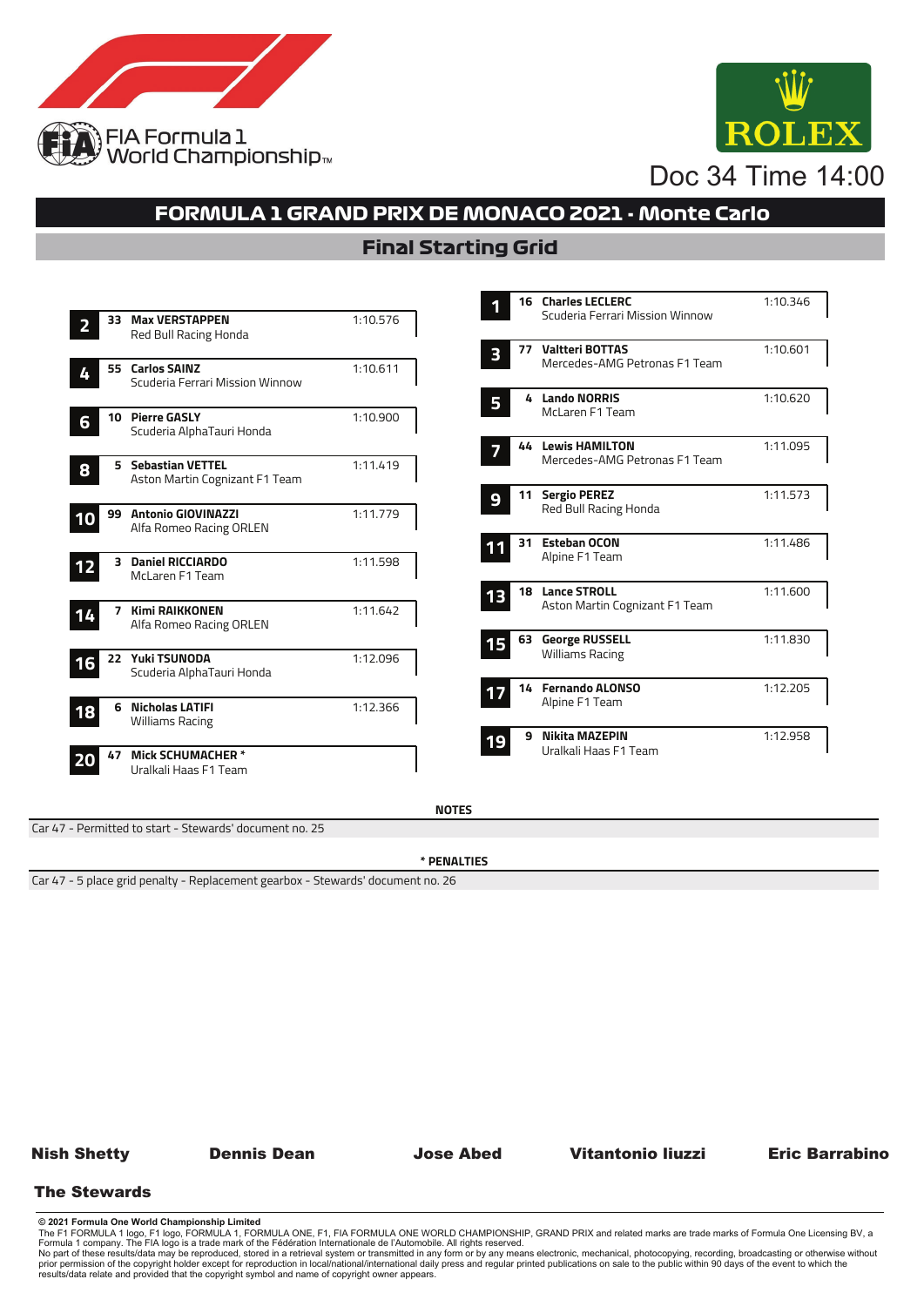FIA Formula 1 World Championship

Doc 34 Time 14:00

# FORMULA 1 GRAND PRIX DE MONACO 2021 - Monte Carlo

## Final Starting Grid

| Pos | No | Driver | Team | Time |
|---|---|---|---|---|
| 1 | 16 | Charles LECLERC | Scuderia Ferrari Mission Winnow | 1:10.346 |
| 2 | 33 | Max VERSTAPPEN | Red Bull Racing Honda | 1:10.576 |
| 3 | 77 | Valtteri BOTTAS | Mercedes-AMG Petronas F1 Team | 1:10.601 |
| 4 | 55 | Carlos SAINZ | Scuderia Ferrari Mission Winnow | 1:10.611 |
| 5 | 4 | Lando NORRIS | McLaren F1 Team | 1:10.620 |
| 6 | 10 | Pierre GASLY | Scuderia AlphaTauri Honda | 1:10.900 |
| 7 | 44 | Lewis HAMILTON | Mercedes-AMG Petronas F1 Team | 1:11.095 |
| 8 | 5 | Sebastian VETTEL | Aston Martin Cognizant F1 Team | 1:11.419 |
| 9 | 11 | Sergio PEREZ | Red Bull Racing Honda | 1:11.573 |
| 10 | 99 | Antonio GIOVINAZZI | Alfa Romeo Racing ORLEN | 1:11.779 |
| 11 | 31 | Esteban OCON | Alpine F1 Team | 1:11.486 |
| 12 | 3 | Daniel RICCIARDO | McLaren F1 Team | 1:11.598 |
| 13 | 18 | Lance STROLL | Aston Martin Cognizant F1 Team | 1:11.600 |
| 14 | 7 | Kimi RAIKKONEN | Alfa Romeo Racing ORLEN | 1:11.642 |
| 15 | 63 | George RUSSELL | Williams Racing | 1:11.830 |
| 16 | 22 | Yuki TSUNODA | Scuderia AlphaTauri Honda | 1:12.096 |
| 17 | 14 | Fernando ALONSO | Alpine F1 Team | 1:12.205 |
| 18 | 6 | Nicholas LATIFI | Williams Racing | 1:12.366 |
| 19 | 9 | Nikita MAZEPIN | Uralkali Haas F1 Team | 1:12.958 |
| 20 | 47 | Mick SCHUMACHER * | Uralkali Haas F1 Team | |

**NOTES**

Car 47 - Permitted to start - Stewards' document no. 25

**\* PENALTIES**

Car 47 - 5 place grid penalty - Replacement gearbox - Stewards' document no. 26

**Nish Shetty** | **Dennis Dean** | **Jose Abed** | **Vitantonio liuzzi** | **Eric Barrabino**

**The Stewards**

**© 2021 Formula One World Championship Limited**
The F1 FORMULA 1 logo, F1 logo, FORMULA 1, FORMULA ONE, F1, FIA FORMULA ONE WORLD CHAMPIONSHIP, GRAND PRIX and related marks are trade marks of Formula One Licensing BV, a Formula 1 company. The FIA logo is a trade mark of the Fédération Internationale de l'Automobile. All rights reserved.
No part of these results/data may be reproduced, stored in a retrieval system or transmitted in any form or by any means electronic, mechanical, photocopying, recording, broadcasting or otherwise without prior permission of the copyright holder except for reproduction in local/national/international daily press and regular printed publications on sale to the public within 90 days of the event to which the results/data relate and provided that the copyright symbol and name of copyright owner appears.